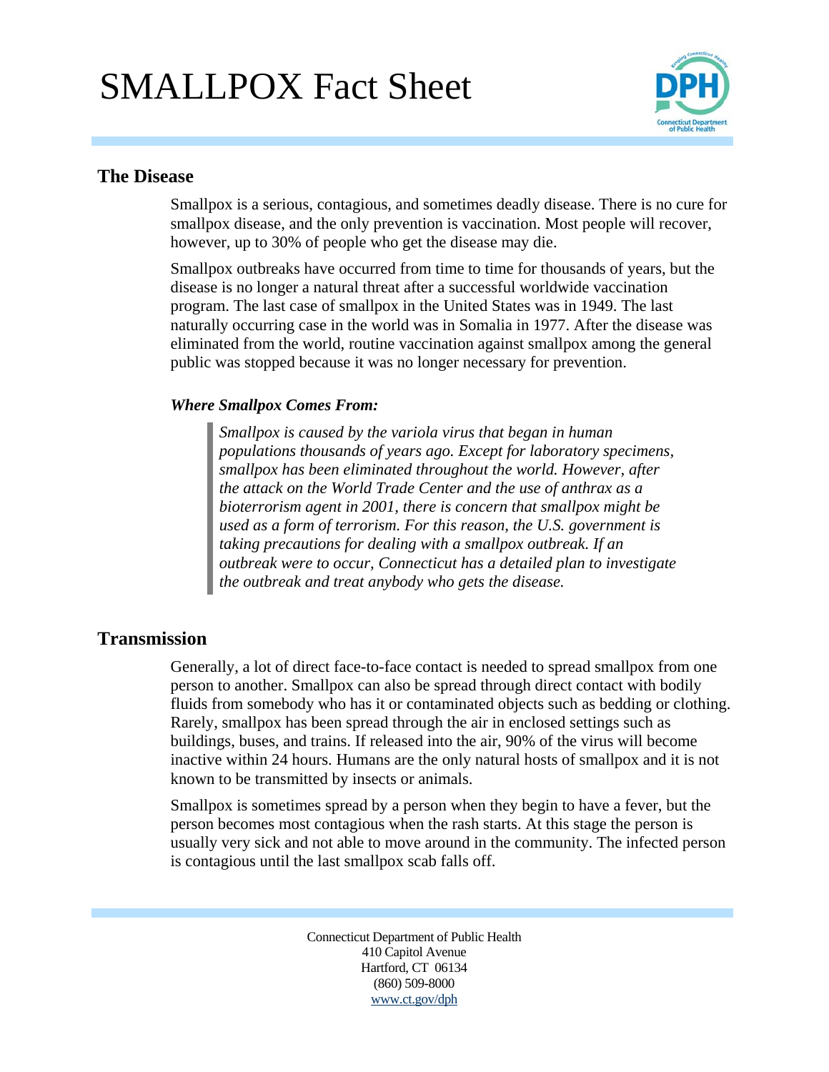# SMALLPOX Fact Sheet

## The Disease

Smallpox is a serious, contagious, and sometimes deadly disease. There is no cure for smallpox disease, and the only prevention is vaccination. Most people will recover, however, up to 30% of people who get the disease may die.

Smallpox outbreaks have occurred from time to time for thousands of years, but the disease is no longer a natural threat after a successful worldwide vaccination program. The last case of smallpox in the United States was in 1949. The last naturally occurring case in the world was in Somalia in 1977. After the disease was eliminated from the world, routine vaccination against smallpox among the general public was stopped because it was no longer necessary for prevention.

### *Where Smallpox Comes From:*

> *Smallpox is caused by the variola virus that began in human populations thousands of years ago. Except for laboratory specimens, smallpox has been eliminated throughout the world. However, after the attack on the World Trade Center and the use of anthrax as a bioterrorism agent in 2001, there is concern that smallpox might be used as a form of terrorism. For this reason, the U.S. government is taking precautions for dealing with a smallpox outbreak. If an outbreak were to occur, Connecticut has a detailed plan to investigate the outbreak and treat anybody who gets the disease.*

## Transmission

Generally, a lot of direct face-to-face contact is needed to spread smallpox from one person to another. Smallpox can also be spread through direct contact with bodily fluids from somebody who has it or contaminated objects such as bedding or clothing. Rarely, smallpox has been spread through the air in enclosed settings such as buildings, buses, and trains. If released into the air, 90% of the virus will become inactive within 24 hours. Humans are the only natural hosts of smallpox and it is not known to be transmitted by insects or animals.

Smallpox is sometimes spread by a person when they begin to have a fever, but the person becomes most contagious when the rash starts. At this stage the person is usually very sick and not able to move around in the community. The infected person is contagious until the last smallpox scab falls off.

Connecticut Department of Public Health
410 Capitol Avenue
Hartford, CT 06134
(860) 509-8000
www.ct.gov/dph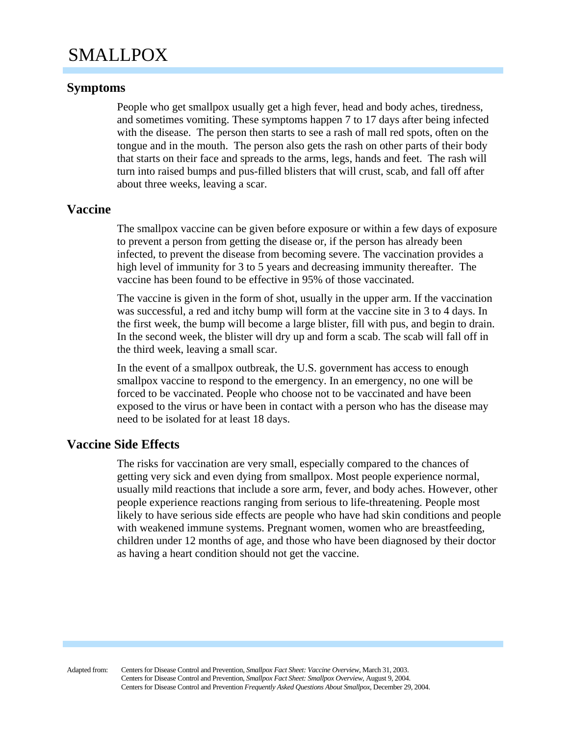# SMALLPOX

## Symptoms

People who get smallpox usually get a high fever, head and body aches, tiredness, and sometimes vomiting. These symptoms happen 7 to 17 days after being infected with the disease. The person then starts to see a rash of mall red spots, often on the tongue and in the mouth. The person also gets the rash on other parts of their body that starts on their face and spreads to the arms, legs, hands and feet. The rash will turn into raised bumps and pus-filled blisters that will crust, scab, and fall off after about three weeks, leaving a scar.

## Vaccine

The smallpox vaccine can be given before exposure or within a few days of exposure to prevent a person from getting the disease or, if the person has already been infected, to prevent the disease from becoming severe. The vaccination provides a high level of immunity for 3 to 5 years and decreasing immunity thereafter. The vaccine has been found to be effective in 95% of those vaccinated.

The vaccine is given in the form of shot, usually in the upper arm. If the vaccination was successful, a red and itchy bump will form at the vaccine site in 3 to 4 days. In the first week, the bump will become a large blister, fill with pus, and begin to drain. In the second week, the blister will dry up and form a scab. The scab will fall off in the third week, leaving a small scar.

In the event of a smallpox outbreak, the U.S. government has access to enough smallpox vaccine to respond to the emergency. In an emergency, no one will be forced to be vaccinated. People who choose not to be vaccinated and have been exposed to the virus or have been in contact with a person who has the disease may need to be isolated for at least 18 days.

## Vaccine Side Effects

The risks for vaccination are very small, especially compared to the chances of getting very sick and even dying from smallpox. Most people experience normal, usually mild reactions that include a sore arm, fever, and body aches. However, other people experience reactions ranging from serious to life-threatening. People most likely to have serious side effects are people who have had skin conditions and people with weakened immune systems. Pregnant women, women who are breastfeeding, children under 12 months of age, and those who have been diagnosed by their doctor as having a heart condition should not get the vaccine.

Adapted from: Centers for Disease Control and Prevention, *Smallpox Fact Sheet: Vaccine Overview*, March 31, 2003.
Centers for Disease Control and Prevention, *Smallpox Fact Sheet: Smallpox Overview*, August 9, 2004.
Centers for Disease Control and Prevention *Frequently Asked Questions About Smallpox*, December 29, 2004.